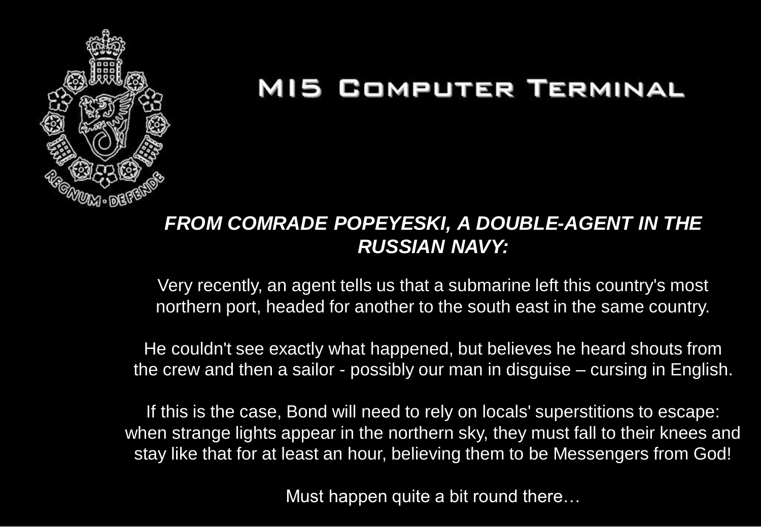# MI5 Computer Terminal

***FROM COMRADE POPEYESKI, A DOUBLE-AGENT IN THE RUSSIAN NAVY:***

Very recently, an agent tells us that a submarine left this country's most northern port, headed for another to the south east in the same country.

He couldn't see exactly what happened, but believes he heard shouts from the crew and then a sailor - possibly our man in disguise – cursing in English.

If this is the case, Bond will need to rely on locals' superstitions to escape: when strange lights appear in the northern sky, they must fall to their knees and stay like that for at least an hour, believing them to be Messengers from God!

Must happen quite a bit round there…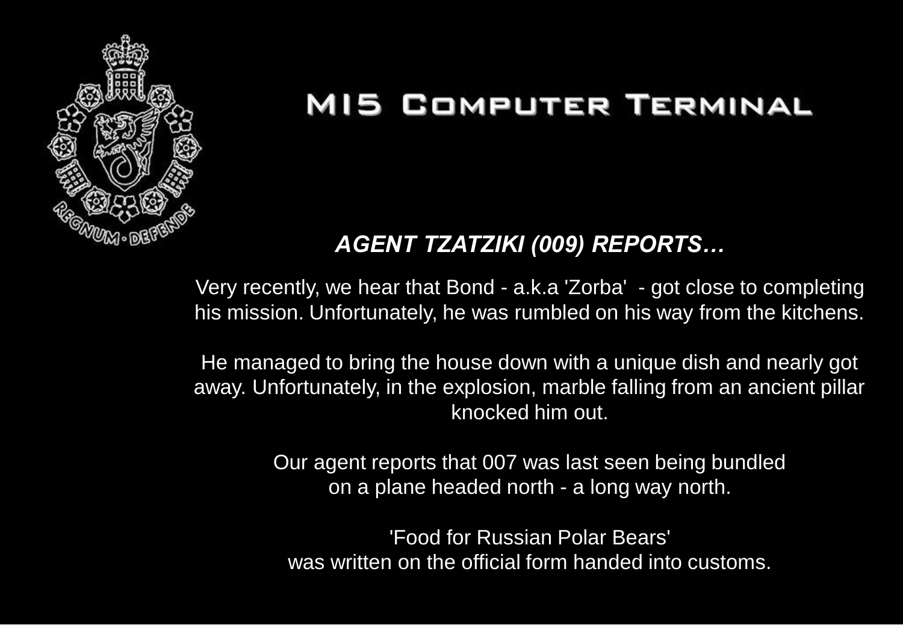# MI5 Computer Terminal

***AGENT TZATZIKI (009) REPORTS…***

Very recently, we hear that Bond - a.k.a 'Zorba' - got close to completing his mission. Unfortunately, he was rumbled on his way from the kitchens.

He managed to bring the house down with a unique dish and nearly got away. Unfortunately, in the explosion, marble falling from an ancient pillar knocked him out.

Our agent reports that 007 was last seen being bundled on a plane headed north - a long way north.

'Food for Russian Polar Bears' was written on the official form handed into customs.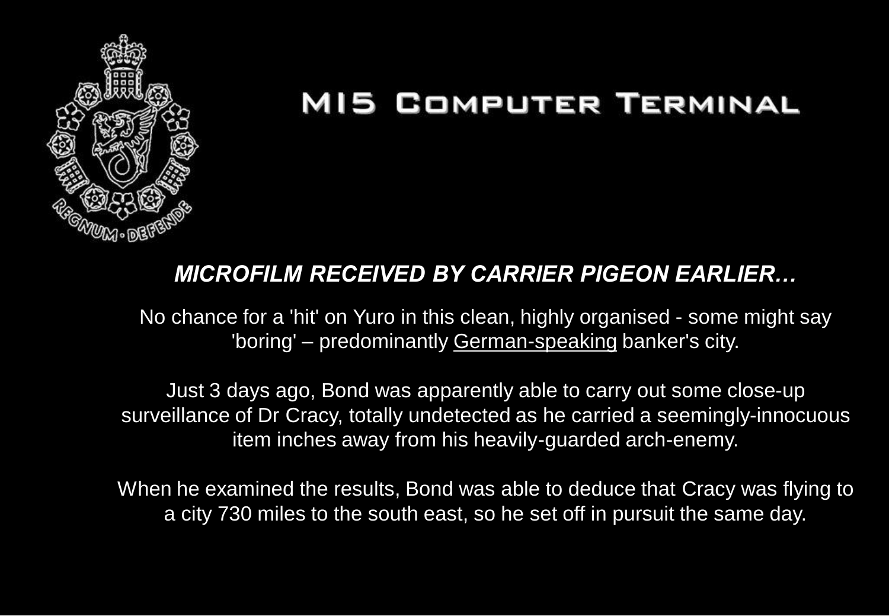# MI5 Computer Terminal

***MICROFILM RECEIVED BY CARRIER PIGEON EARLIER…***

No chance for a 'hit' on Yuro in this clean, highly organised - some might say 'boring' – predominantly German-speaking banker's city.

Just 3 days ago, Bond was apparently able to carry out some close-up surveillance of Dr Cracy, totally undetected as he carried a seemingly-innocuous item inches away from his heavily-guarded arch-enemy.

When he examined the results, Bond was able to deduce that Cracy was flying to a city 730 miles to the south east, so he set off in pursuit the same day.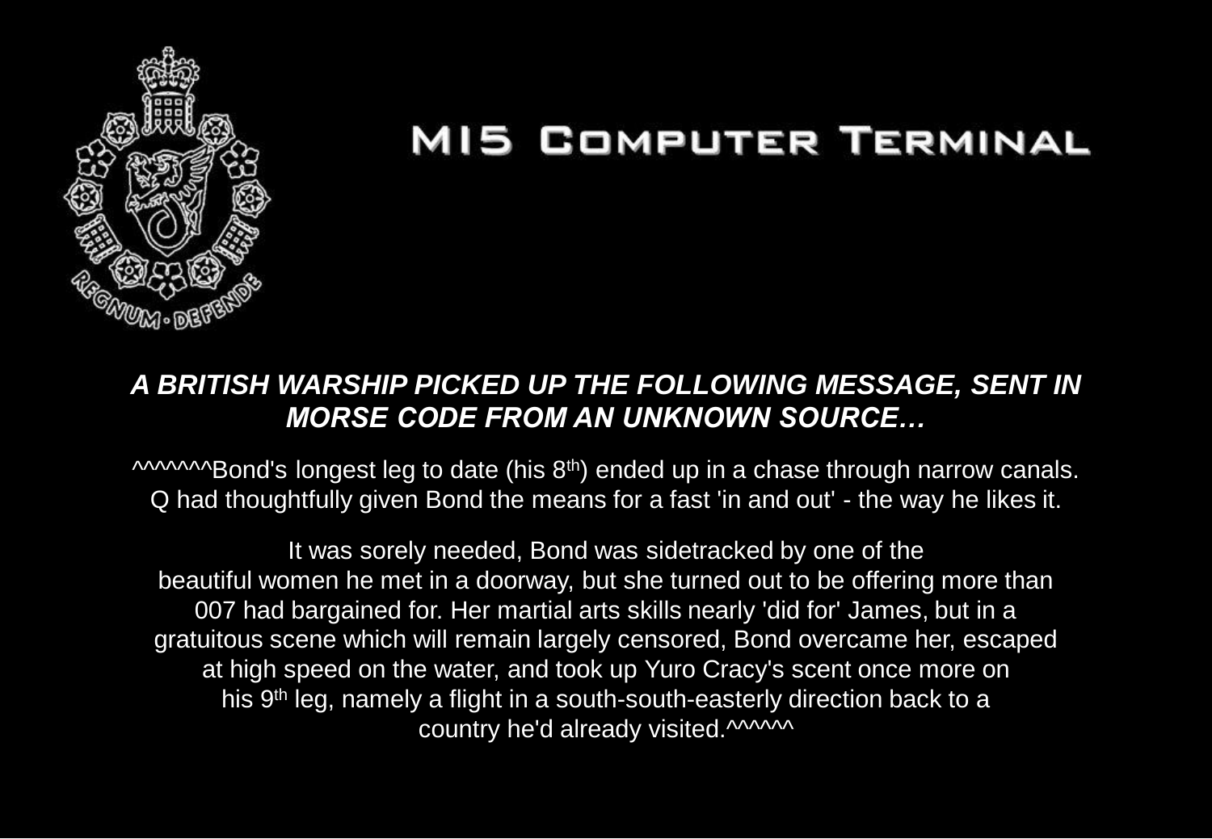# MI5 Computer Terminal

***A BRITISH WARSHIP PICKED UP THE FOLLOWING MESSAGE, SENT IN MORSE CODE FROM AN UNKNOWN SOURCE…***

^^^^^^^Bond's longest leg to date (his 8th) ended up in a chase through narrow canals. Q had thoughtfully given Bond the means for a fast 'in and out' - the way he likes it.

It was sorely needed, Bond was sidetracked by one of the beautiful women he met in a doorway, but she turned out to be offering more than 007 had bargained for. Her martial arts skills nearly 'did for' James, but in a gratuitous scene which will remain largely censored, Bond overcame her, escaped at high speed on the water, and took up Yuro Cracy's scent once more on his 9th leg, namely a flight in a south-south-easterly direction back to a country he'd already visited.^^^^^^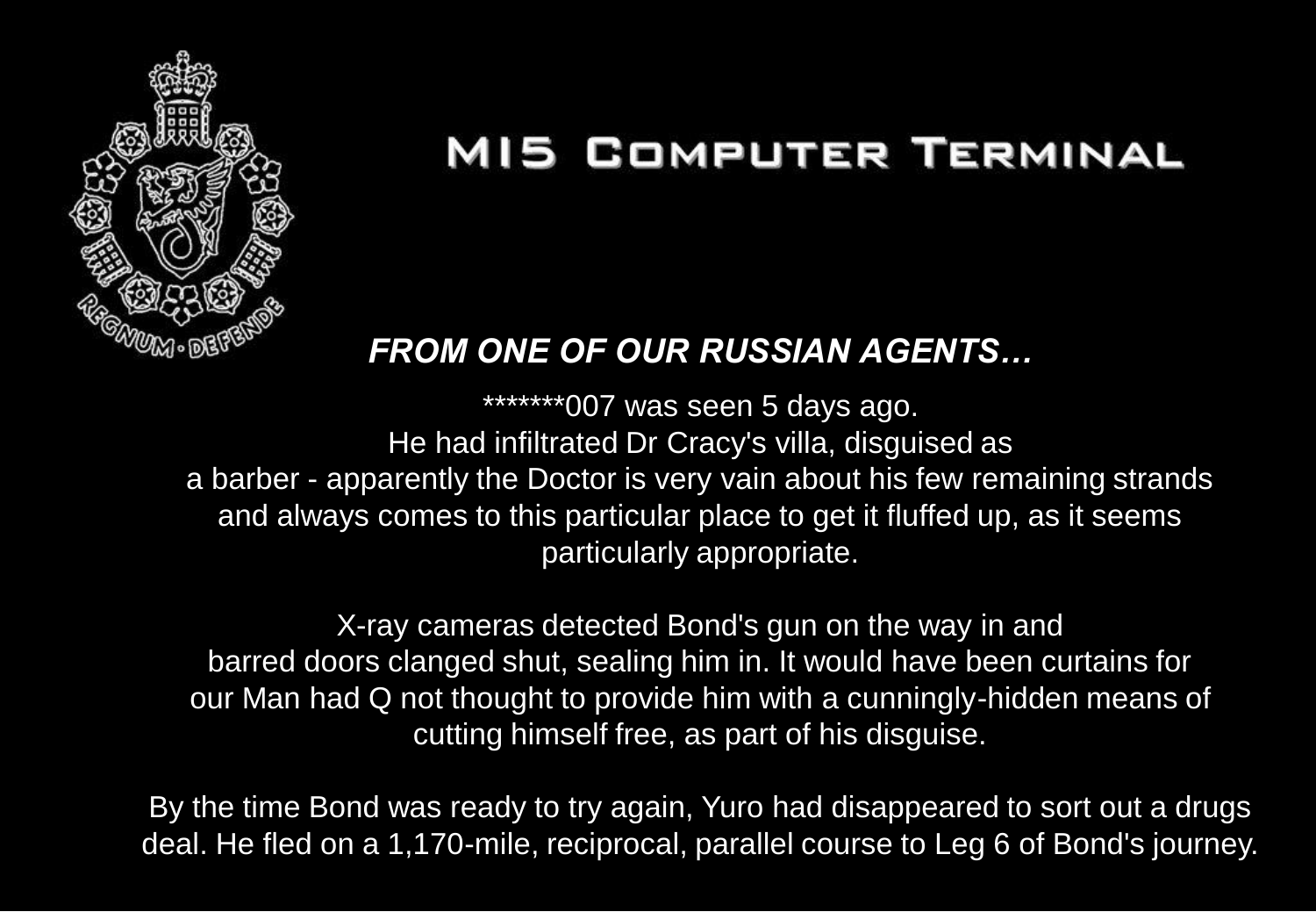# MI5 Computer Terminal

***FROM ONE OF OUR RUSSIAN AGENTS…***

*******007 was seen 5 days ago.
He had infiltrated Dr Cracy's villa, disguised as
a barber - apparently the Doctor is very vain about his few remaining strands
and always comes to this particular place to get it fluffed up, as it seems
particularly appropriate.

X-ray cameras detected Bond's gun on the way in and
barred doors clanged shut, sealing him in. It would have been curtains for
our Man had Q not thought to provide him with a cunningly-hidden means of
cutting himself free, as part of his disguise.

By the time Bond was ready to try again, Yuro had disappeared to sort out a drugs
deal. He fled on a 1,170-mile, reciprocal, parallel course to Leg 6 of Bond's journey.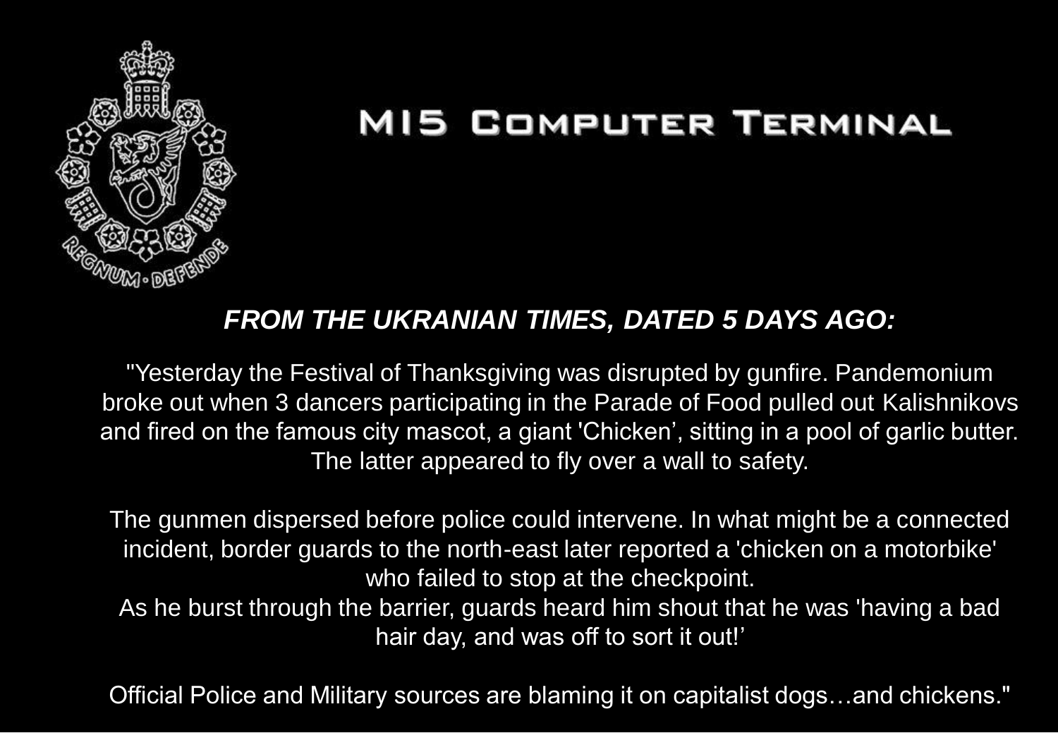# MI5 Computer Terminal

***FROM THE UKRANIAN TIMES, DATED 5 DAYS AGO:***

"Yesterday the Festival of Thanksgiving was disrupted by gunfire. Pandemonium broke out when 3 dancers participating in the Parade of Food pulled out Kalishnikovs and fired on the famous city mascot, a giant 'Chicken', sitting in a pool of garlic butter. The latter appeared to fly over a wall to safety.

The gunmen dispersed before police could intervene. In what might be a connected incident, border guards to the north-east later reported a 'chicken on a motorbike' who failed to stop at the checkpoint.
As he burst through the barrier, guards heard him shout that he was 'having a bad hair day, and was off to sort it out!'

Official Police and Military sources are blaming it on capitalist dogs…and chickens."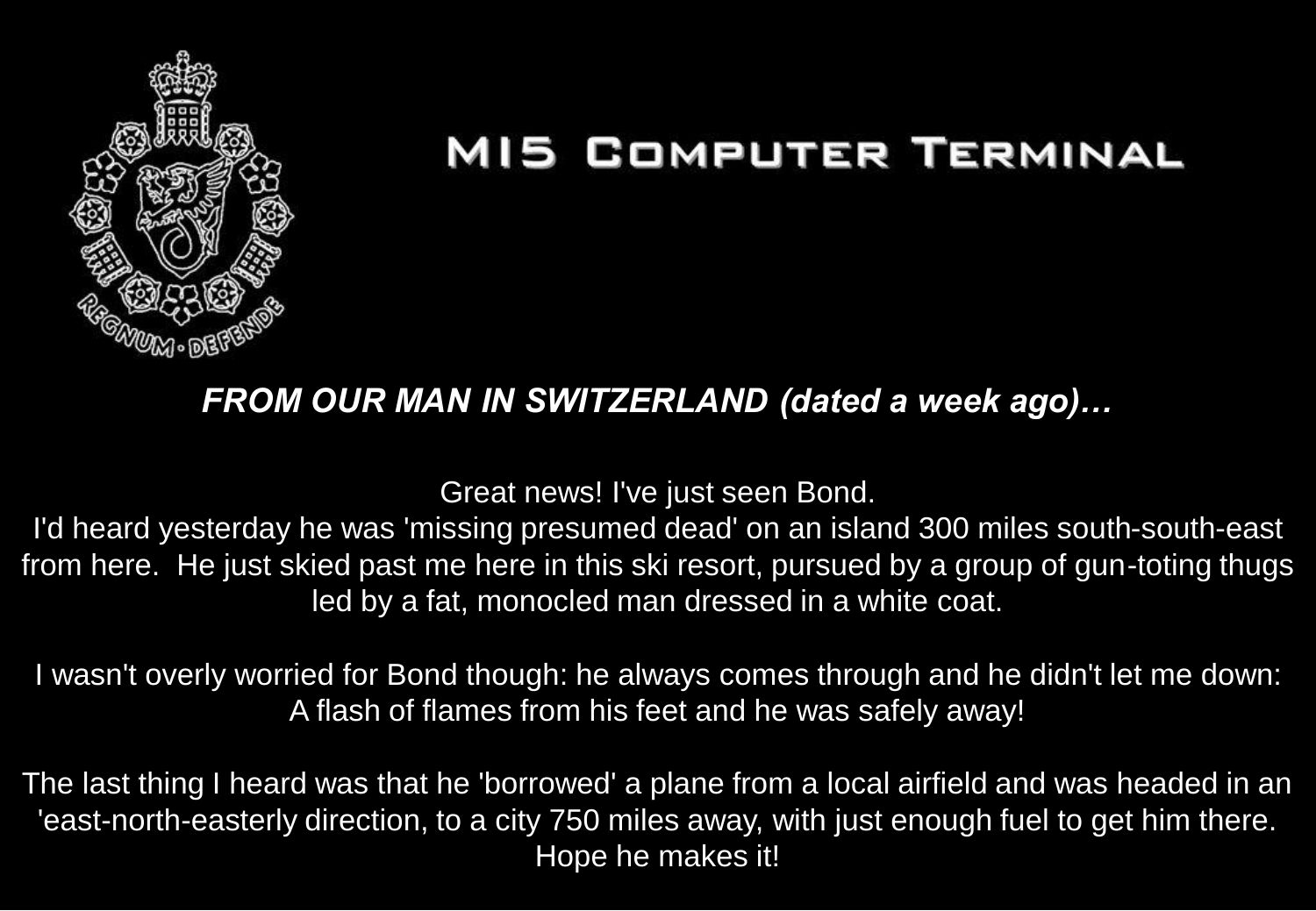# MI5 Computer Terminal

***FROM OUR MAN IN SWITZERLAND (dated a week ago)…***

Great news! I've just seen Bond.
I'd heard yesterday he was 'missing presumed dead' on an island 300 miles south-south-east from here. He just skied past me here in this ski resort, pursued by a group of gun-toting thugs led by a fat, monocled man dressed in a white coat.

I wasn't overly worried for Bond though: he always comes through and he didn't let me down: A flash of flames from his feet and he was safely away!

The last thing I heard was that he 'borrowed' a plane from a local airfield and was headed in an 'east-north-easterly direction, to a city 750 miles away, with just enough fuel to get him there. Hope he makes it!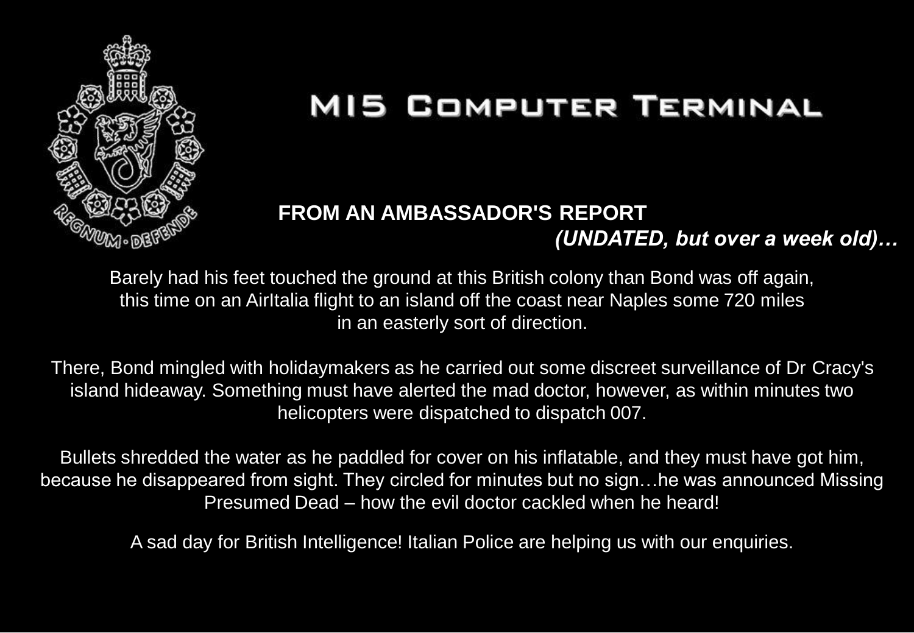# MI5 Computer Terminal

**FROM AN AMBASSADOR'S REPORT**
***(UNDATED, but over a week old)…***

Barely had his feet touched the ground at this British colony than Bond was off again, this time on an AirItalia flight to an island off the coast near Naples some 720 miles in an easterly sort of direction.

There, Bond mingled with holidaymakers as he carried out some discreet surveillance of Dr Cracy's island hideaway. Something must have alerted the mad doctor, however, as within minutes two helicopters were dispatched to dispatch 007.

Bullets shredded the water as he paddled for cover on his inflatable, and they must have got him, because he disappeared from sight. They circled for minutes but no sign…he was announced Missing Presumed Dead – how the evil doctor cackled when he heard!

A sad day for British Intelligence! Italian Police are helping us with our enquiries.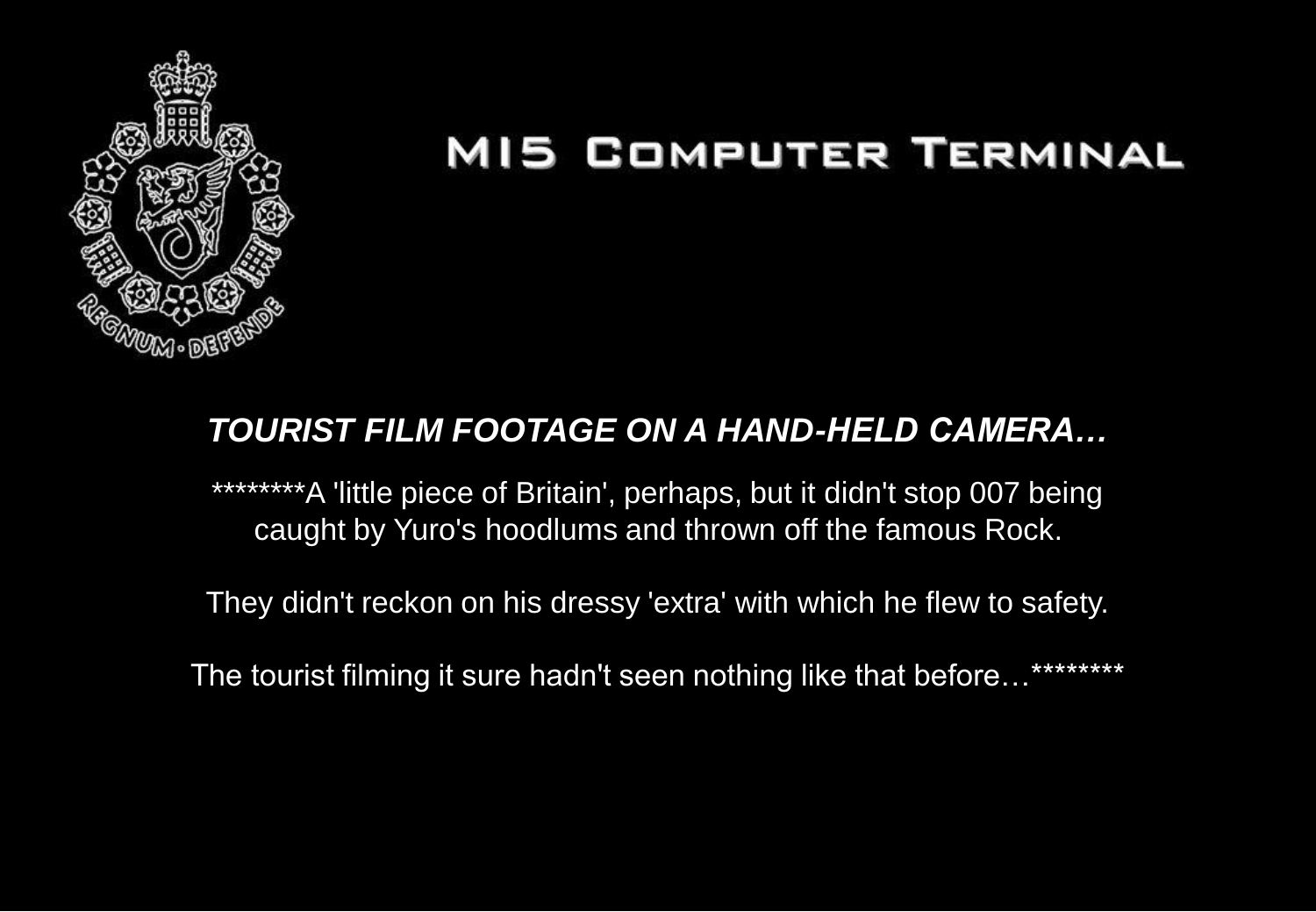# MI5 Computer Terminal

***TOURIST FILM FOOTAGE ON A HAND-HELD CAMERA…***

********A 'little piece of Britain', perhaps, but it didn't stop 007 being caught by Yuro's hoodlums and thrown off the famous Rock.

They didn't reckon on his dressy 'extra' with which he flew to safety.

The tourist filming it sure hadn't seen nothing like that before…********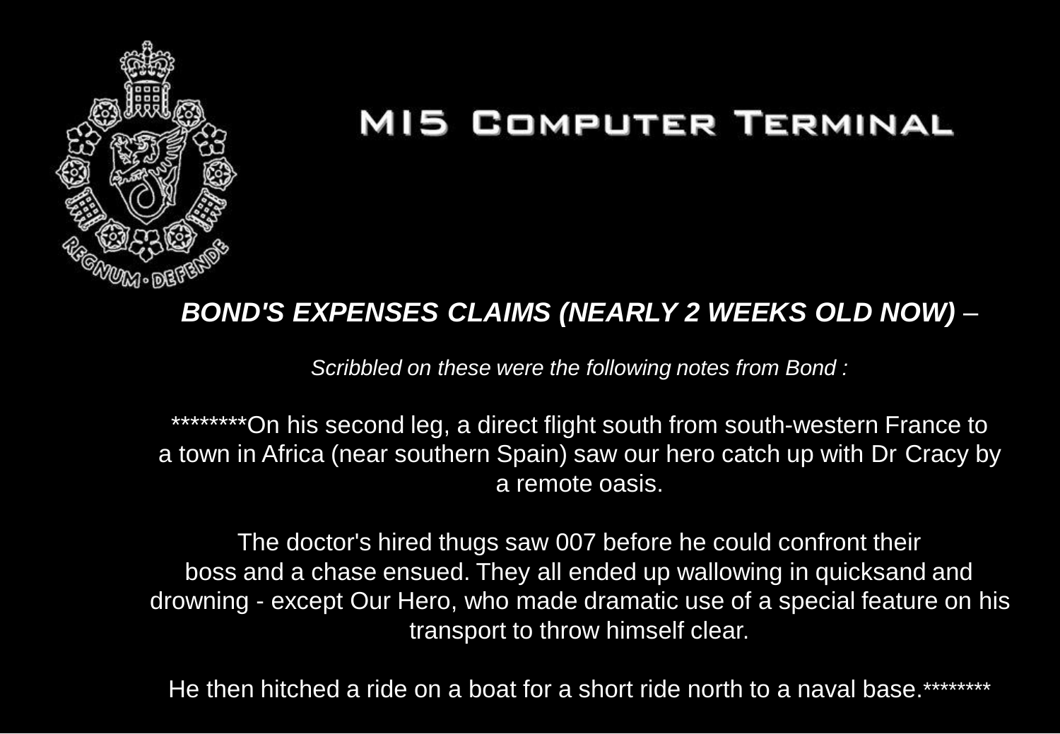# MI5 Computer Terminal

***BOND'S EXPENSES CLAIMS (NEARLY 2 WEEKS OLD NOW)*** –

*Scribbled on these were the following notes from Bond :*

********On his second leg, a direct flight south from south-western France to a town in Africa (near southern Spain) saw our hero catch up with Dr Cracy by a remote oasis.

The doctor's hired thugs saw 007 before he could confront their boss and a chase ensued. They all ended up wallowing in quicksand and drowning - except Our Hero, who made dramatic use of a special feature on his transport to throw himself clear.

He then hitched a ride on a boat for a short ride north to a naval base.********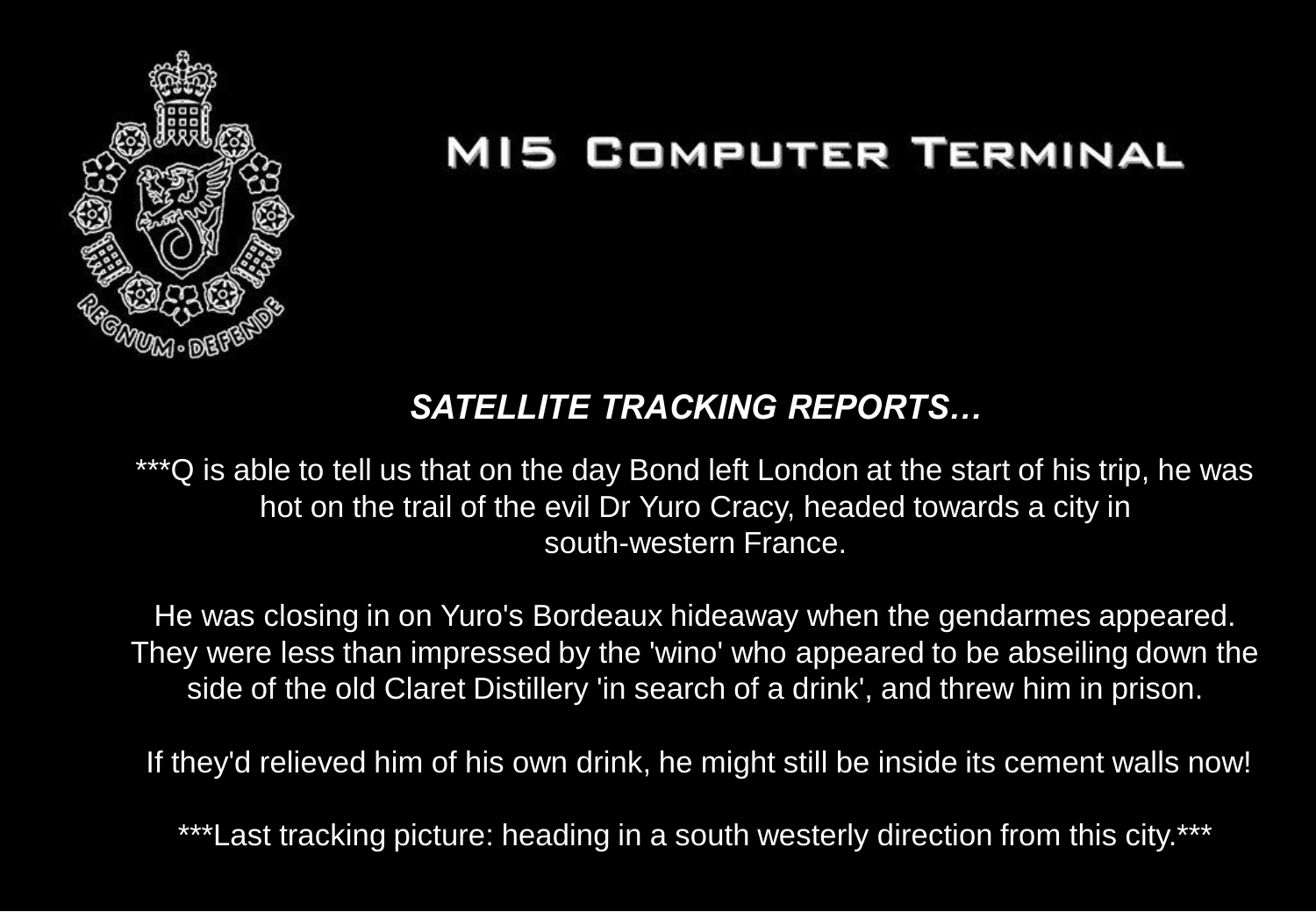# MI5 Computer Terminal

## *SATELLITE TRACKING REPORTS…*

***Q is able to tell us that on the day Bond left London at the start of his trip, he was hot on the trail of the evil Dr Yuro Cracy, headed towards a city in south-western France.

He was closing in on Yuro's Bordeaux hideaway when the gendarmes appeared. They were less than impressed by the 'wino' who appeared to be abseiling down the side of the old Claret Distillery 'in search of a drink', and threw him in prison.

If they'd relieved him of his own drink, he might still be inside its cement walls now!

***Last tracking picture: heading in a south westerly direction from this city.***